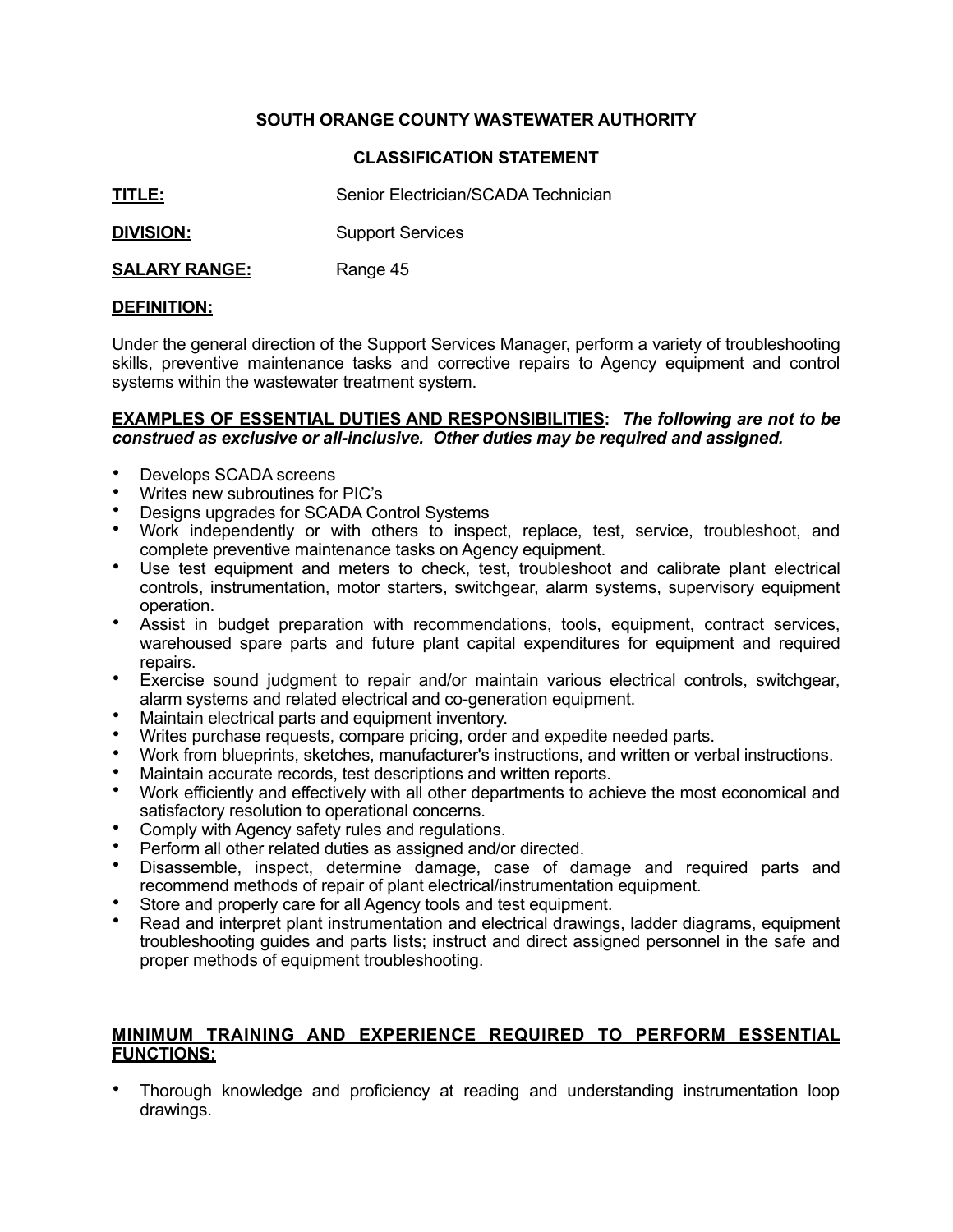**SOUTH ORANGE COUNTY WASTEWATER AUTHORITY**

**CLASSIFICATION STATEMENT**

**TITLE:** Senior Electrician/SCADA Technician

**DIVISION:** Support Services

**SALARY RANGE:** Range 45

**DEFINITION:**

Under the general direction of the Support Services Manager, perform a variety of troubleshooting skills, preventive maintenance tasks and corrective repairs to Agency equipment and control systems within the wastewater treatment system.

**EXAMPLES OF ESSENTIAL DUTIES AND RESPONSIBILITIES:** ***The following are not to be construed as exclusive or all-inclusive. Other duties may be required and assigned.***

- Develops SCADA screens
- Writes new subroutines for PIC's
- Designs upgrades for SCADA Control Systems
- Work independently or with others to inspect, replace, test, service, troubleshoot, and complete preventive maintenance tasks on Agency equipment.
- Use test equipment and meters to check, test, troubleshoot and calibrate plant electrical controls, instrumentation, motor starters, switchgear, alarm systems, supervisory equipment operation.
- Assist in budget preparation with recommendations, tools, equipment, contract services, warehoused spare parts and future plant capital expenditures for equipment and required repairs.
- Exercise sound judgment to repair and/or maintain various electrical controls, switchgear, alarm systems and related electrical and co-generation equipment.
- Maintain electrical parts and equipment inventory.
- Writes purchase requests, compare pricing, order and expedite needed parts.
- Work from blueprints, sketches, manufacturer's instructions, and written or verbal instructions.
- Maintain accurate records, test descriptions and written reports.
- Work efficiently and effectively with all other departments to achieve the most economical and satisfactory resolution to operational concerns.
- Comply with Agency safety rules and regulations.
- Perform all other related duties as assigned and/or directed.
- Disassemble, inspect, determine damage, case of damage and required parts and recommend methods of repair of plant electrical/instrumentation equipment.
- Store and properly care for all Agency tools and test equipment.
- Read and interpret plant instrumentation and electrical drawings, ladder diagrams, equipment troubleshooting guides and parts lists; instruct and direct assigned personnel in the safe and proper methods of equipment troubleshooting.

**MINIMUM TRAINING AND EXPERIENCE REQUIRED TO PERFORM ESSENTIAL FUNCTIONS:**

- Thorough knowledge and proficiency at reading and understanding instrumentation loop drawings.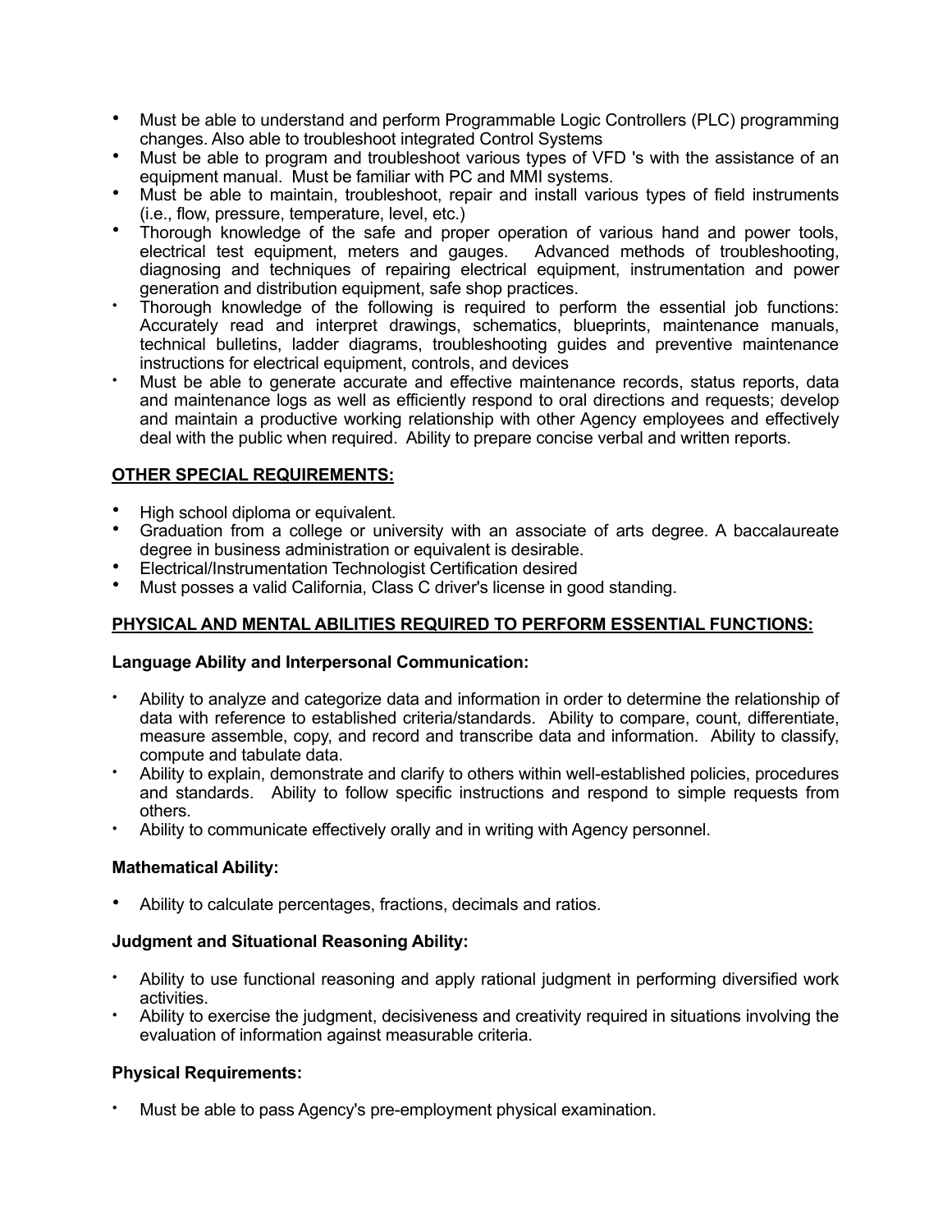- Must be able to understand and perform Programmable Logic Controllers (PLC) programming changes. Also able to troubleshoot integrated Control Systems
- Must be able to program and troubleshoot various types of VFD 's with the assistance of an equipment manual. Must be familiar with PC and MMI systems.
- Must be able to maintain, troubleshoot, repair and install various types of field instruments (i.e., flow, pressure, temperature, level, etc.)
- Thorough knowledge of the safe and proper operation of various hand and power tools, electrical test equipment, meters and gauges. Advanced methods of troubleshooting, diagnosing and techniques of repairing electrical equipment, instrumentation and power generation and distribution equipment, safe shop practices.
- Thorough knowledge of the following is required to perform the essential job functions: Accurately read and interpret drawings, schematics, blueprints, maintenance manuals, technical bulletins, ladder diagrams, troubleshooting guides and preventive maintenance instructions for electrical equipment, controls, and devices
- Must be able to generate accurate and effective maintenance records, status reports, data and maintenance logs as well as efficiently respond to oral directions and requests; develop and maintain a productive working relationship with other Agency employees and effectively deal with the public when required. Ability to prepare concise verbal and written reports.

## OTHER SPECIAL REQUIREMENTS:

- High school diploma or equivalent.
- Graduation from a college or university with an associate of arts degree. A baccalaureate degree in business administration or equivalent is desirable.
- Electrical/Instrumentation Technologist Certification desired
- Must posses a valid California, Class C driver's license in good standing.

## PHYSICAL AND MENTAL ABILITIES REQUIRED TO PERFORM ESSENTIAL FUNCTIONS:

### Language Ability and Interpersonal Communication:

- Ability to analyze and categorize data and information in order to determine the relationship of data with reference to established criteria/standards. Ability to compare, count, differentiate, measure assemble, copy, and record and transcribe data and information. Ability to classify, compute and tabulate data.
- Ability to explain, demonstrate and clarify to others within well-established policies, procedures and standards. Ability to follow specific instructions and respond to simple requests from others.
- Ability to communicate effectively orally and in writing with Agency personnel.

### Mathematical Ability:

- Ability to calculate percentages, fractions, decimals and ratios.

### Judgment and Situational Reasoning Ability:

- Ability to use functional reasoning and apply rational judgment in performing diversified work activities.
- Ability to exercise the judgment, decisiveness and creativity required in situations involving the evaluation of information against measurable criteria.

### Physical Requirements:

- Must be able to pass Agency's pre-employment physical examination.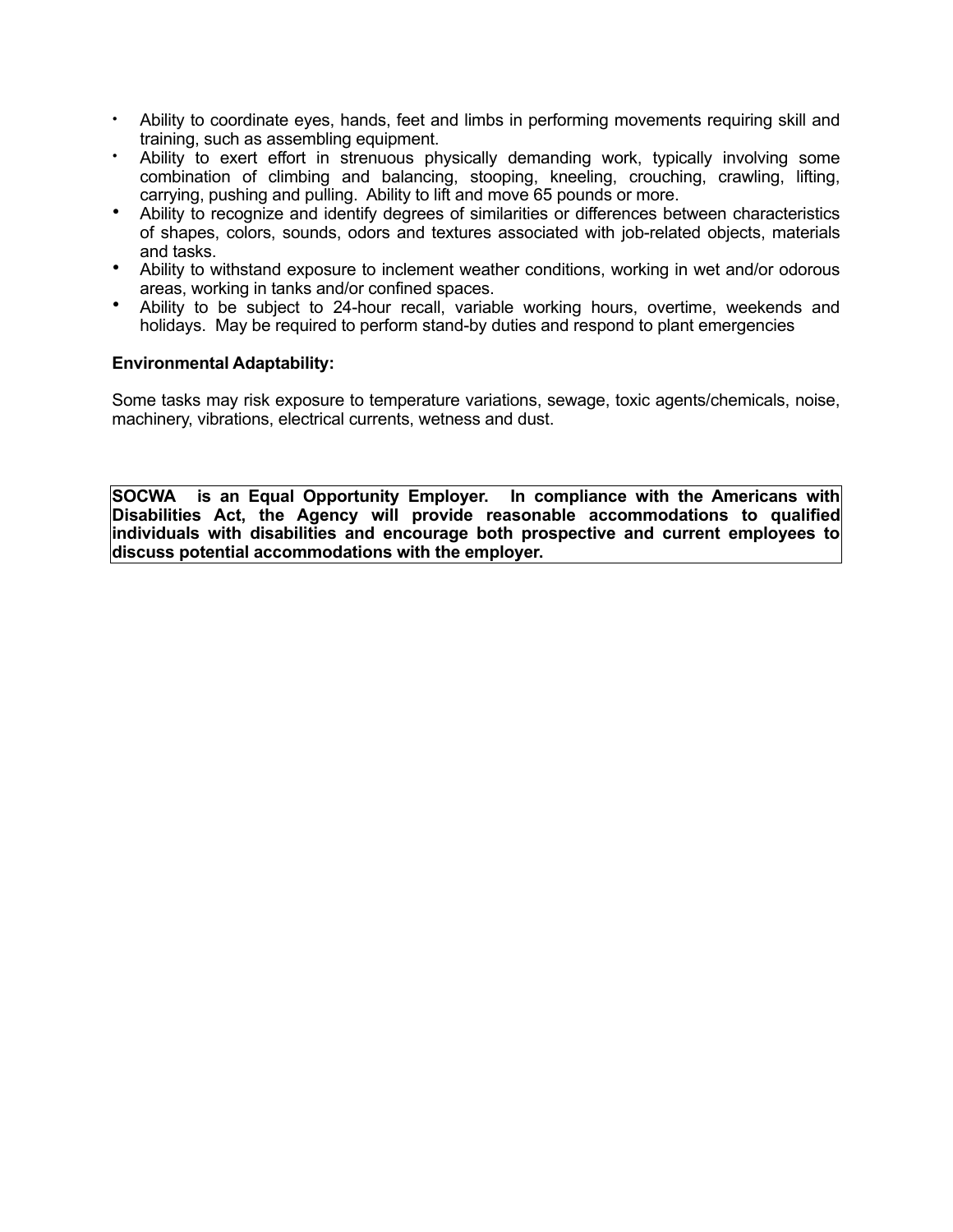- Ability to coordinate eyes, hands, feet and limbs in performing movements requiring skill and training, such as assembling equipment.
- Ability to exert effort in strenuous physically demanding work, typically involving some combination of climbing and balancing, stooping, kneeling, crouching, crawling, lifting, carrying, pushing and pulling. Ability to lift and move 65 pounds or more.
- Ability to recognize and identify degrees of similarities or differences between characteristics of shapes, colors, sounds, odors and textures associated with job-related objects, materials and tasks.
- Ability to withstand exposure to inclement weather conditions, working in wet and/or odorous areas, working in tanks and/or confined spaces.
- Ability to be subject to 24-hour recall, variable working hours, overtime, weekends and holidays. May be required to perform stand-by duties and respond to plant emergencies

**Environmental Adaptability:**

Some tasks may risk exposure to temperature variations, sewage, toxic agents/chemicals, noise, machinery, vibrations, electrical currents, wetness and dust.

**SOCWA is an Equal Opportunity Employer. In compliance with the Americans with Disabilities Act, the Agency will provide reasonable accommodations to qualified individuals with disabilities and encourage both prospective and current employees to discuss potential accommodations with the employer.**